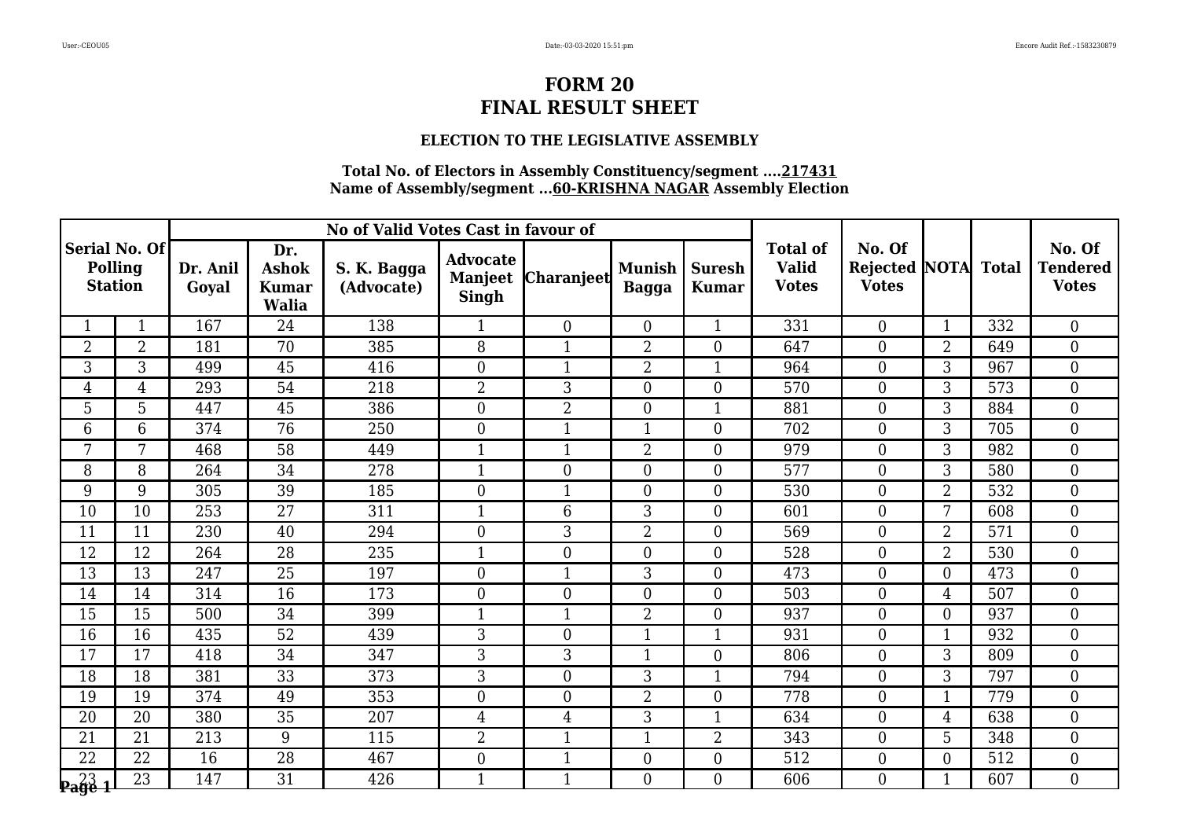# FORM 20
# FINAL RESULT SHEET

### ELECTION TO THE LEGISLATIVE ASSEMBLY

**Total No. of Electors in Assembly Constituency/segment ....217431**
**Name of Assembly/segment ...60-KRISHNA NAGAR Assembly Election**

| Serial No. Of Polling Station | | No of Valid Votes Cast in favour of | | | | | | | Total of Valid Votes | No. Of Rejected Votes | NOTA | Total | No. Of Tendered Votes |
|---|---|---|---|---|---|---|---|---|---|---|---|---|---|
| | | Dr. Anil Goyal | Dr. Ashok Kumar Walia | S. K. Bagga (Advocate) | Advocate Manjeet Singh | Charanjeet | Munish Bagga | Suresh Kumar | | | | | |
| 1 | 1 | 167 | 24 | 138 | 1 | 0 | 0 | 1 | 331 | 0 | 1 | 332 | 0 |
| 2 | 2 | 181 | 70 | 385 | 8 | 1 | 2 | 0 | 647 | 0 | 2 | 649 | 0 |
| 3 | 3 | 499 | 45 | 416 | 0 | 1 | 2 | 1 | 964 | 0 | 3 | 967 | 0 |
| 4 | 4 | 293 | 54 | 218 | 2 | 3 | 0 | 0 | 570 | 0 | 3 | 573 | 0 |
| 5 | 5 | 447 | 45 | 386 | 0 | 2 | 0 | 1 | 881 | 0 | 3 | 884 | 0 |
| 6 | 6 | 374 | 76 | 250 | 0 | 1 | 1 | 0 | 702 | 0 | 3 | 705 | 0 |
| 7 | 7 | 468 | 58 | 449 | 1 | 1 | 2 | 0 | 979 | 0 | 3 | 982 | 0 |
| 8 | 8 | 264 | 34 | 278 | 1 | 0 | 0 | 0 | 577 | 0 | 3 | 580 | 0 |
| 9 | 9 | 305 | 39 | 185 | 0 | 1 | 0 | 0 | 530 | 0 | 2 | 532 | 0 |
| 10 | 10 | 253 | 27 | 311 | 1 | 6 | 3 | 0 | 601 | 0 | 7 | 608 | 0 |
| 11 | 11 | 230 | 40 | 294 | 0 | 3 | 2 | 0 | 569 | 0 | 2 | 571 | 0 |
| 12 | 12 | 264 | 28 | 235 | 1 | 0 | 0 | 0 | 528 | 0 | 2 | 530 | 0 |
| 13 | 13 | 247 | 25 | 197 | 0 | 1 | 3 | 0 | 473 | 0 | 0 | 473 | 0 |
| 14 | 14 | 314 | 16 | 173 | 0 | 0 | 0 | 0 | 503 | 0 | 4 | 507 | 0 |
| 15 | 15 | 500 | 34 | 399 | 1 | 1 | 2 | 0 | 937 | 0 | 0 | 937 | 0 |
| 16 | 16 | 435 | 52 | 439 | 3 | 0 | 1 | 1 | 931 | 0 | 1 | 932 | 0 |
| 17 | 17 | 418 | 34 | 347 | 3 | 3 | 1 | 0 | 806 | 0 | 3 | 809 | 0 |
| 18 | 18 | 381 | 33 | 373 | 3 | 0 | 3 | 1 | 794 | 0 | 3 | 797 | 0 |
| 19 | 19 | 374 | 49 | 353 | 0 | 0 | 2 | 0 | 778 | 0 | 1 | 779 | 0 |
| 20 | 20 | 380 | 35 | 207 | 4 | 4 | 3 | 1 | 634 | 0 | 4 | 638 | 0 |
| 21 | 21 | 213 | 9 | 115 | 2 | 1 | 1 | 2 | 343 | 0 | 5 | 348 | 0 |
| 22 | 22 | 16 | 28 | 467 | 0 | 1 | 0 | 0 | 512 | 0 | 0 | 512 | 0 |
| 23 | 23 | 147 | 31 | 426 | 1 | 1 | 0 | 0 | 606 | 0 | 1 | 607 | 0 |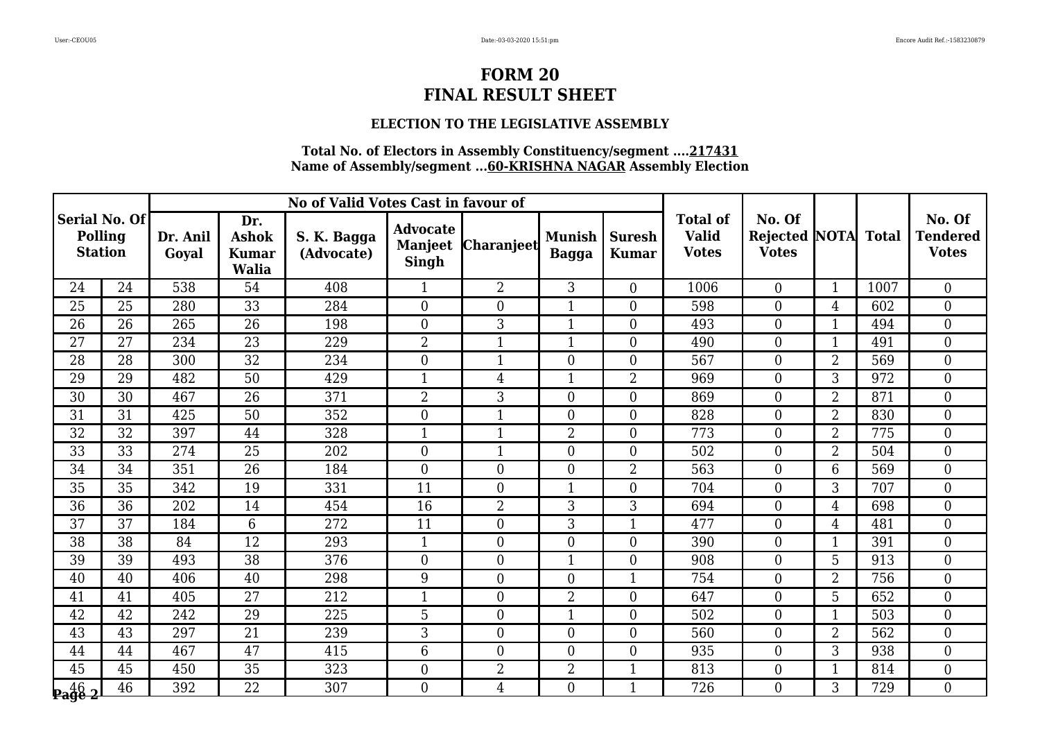# FORM 20
# FINAL RESULT SHEET

### ELECTION TO THE LEGISLATIVE ASSEMBLY

**Total No. of Electors in Assembly Constituency/segment ....217431**
**Name of Assembly/segment ...60-KRISHNA NAGAR Assembly Election**

| Serial No. Of Polling Station | | No of Valid Votes Cast in favour of | | | | | | | Total of Valid Votes | No. Of Rejected Votes | NOTA | Total | No. Of Tendered Votes |
|---|---|---|---|---|---|---|---|---|---|---|---|---|---|
| | | Dr. Anil Goyal | Dr. Ashok Kumar Walia | S. K. Bagga (Advocate) | Advocate Manjeet Singh | Charanjeet | Munish Bagga | Suresh Kumar | | | | | |
| 24 | 24 | 538 | 54 | 408 | 1 | 2 | 3 | 0 | 1006 | 0 | 1 | 1007 | 0 |
| 25 | 25 | 280 | 33 | 284 | 0 | 0 | 1 | 0 | 598 | 0 | 4 | 602 | 0 |
| 26 | 26 | 265 | 26 | 198 | 0 | 3 | 1 | 0 | 493 | 0 | 1 | 494 | 0 |
| 27 | 27 | 234 | 23 | 229 | 2 | 1 | 1 | 0 | 490 | 0 | 1 | 491 | 0 |
| 28 | 28 | 300 | 32 | 234 | 0 | 1 | 0 | 0 | 567 | 0 | 2 | 569 | 0 |
| 29 | 29 | 482 | 50 | 429 | 1 | 4 | 1 | 2 | 969 | 0 | 3 | 972 | 0 |
| 30 | 30 | 467 | 26 | 371 | 2 | 3 | 0 | 0 | 869 | 0 | 2 | 871 | 0 |
| 31 | 31 | 425 | 50 | 352 | 0 | 1 | 0 | 0 | 828 | 0 | 2 | 830 | 0 |
| 32 | 32 | 397 | 44 | 328 | 1 | 1 | 2 | 0 | 773 | 0 | 2 | 775 | 0 |
| 33 | 33 | 274 | 25 | 202 | 0 | 1 | 0 | 0 | 502 | 0 | 2 | 504 | 0 |
| 34 | 34 | 351 | 26 | 184 | 0 | 0 | 0 | 2 | 563 | 0 | 6 | 569 | 0 |
| 35 | 35 | 342 | 19 | 331 | 11 | 0 | 1 | 0 | 704 | 0 | 3 | 707 | 0 |
| 36 | 36 | 202 | 14 | 454 | 16 | 2 | 3 | 3 | 694 | 0 | 4 | 698 | 0 |
| 37 | 37 | 184 | 6 | 272 | 11 | 0 | 3 | 1 | 477 | 0 | 4 | 481 | 0 |
| 38 | 38 | 84 | 12 | 293 | 1 | 0 | 0 | 0 | 390 | 0 | 1 | 391 | 0 |
| 39 | 39 | 493 | 38 | 376 | 0 | 0 | 1 | 0 | 908 | 0 | 5 | 913 | 0 |
| 40 | 40 | 406 | 40 | 298 | 9 | 0 | 0 | 1 | 754 | 0 | 2 | 756 | 0 |
| 41 | 41 | 405 | 27 | 212 | 1 | 0 | 2 | 0 | 647 | 0 | 5 | 652 | 0 |
| 42 | 42 | 242 | 29 | 225 | 5 | 0 | 1 | 0 | 502 | 0 | 1 | 503 | 0 |
| 43 | 43 | 297 | 21 | 239 | 3 | 0 | 0 | 0 | 560 | 0 | 2 | 562 | 0 |
| 44 | 44 | 467 | 47 | 415 | 6 | 0 | 0 | 0 | 935 | 0 | 3 | 938 | 0 |
| 45 | 45 | 450 | 35 | 323 | 0 | 2 | 2 | 1 | 813 | 0 | 1 | 814 | 0 |
| 46 | 46 | 392 | 22 | 307 | 0 | 4 | 0 | 1 | 726 | 0 | 3 | 729 | 0 |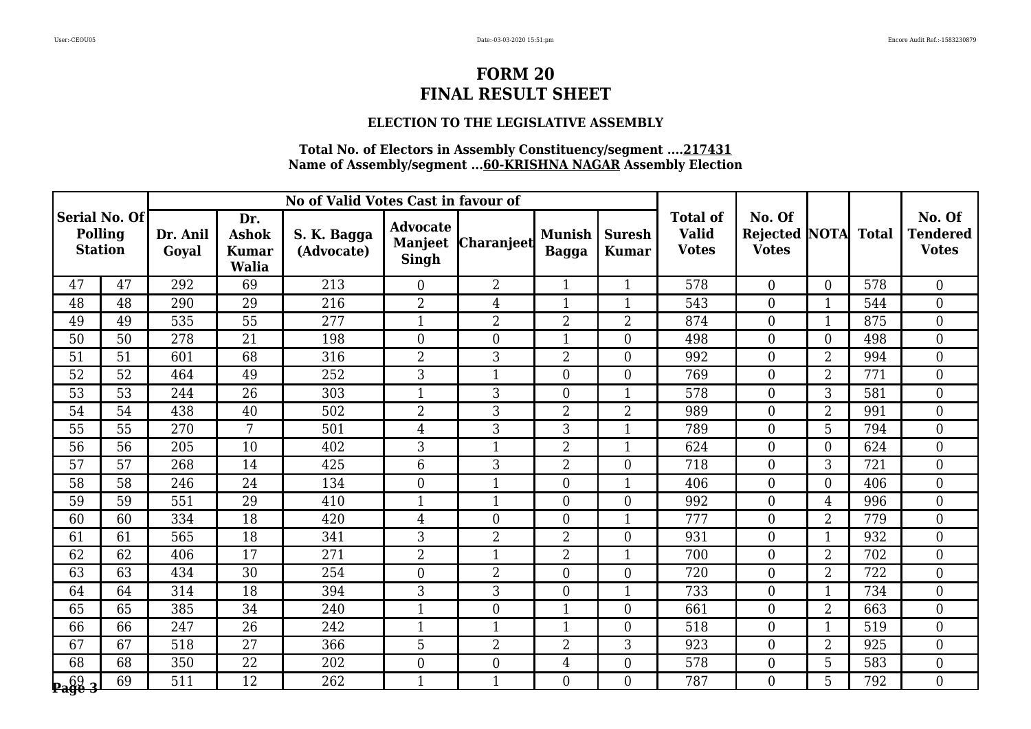# FORM 20
# FINAL RESULT SHEET

### ELECTION TO THE LEGISLATIVE ASSEMBLY

**Total No. of Electors in Assembly Constituency/segment ....217431**
**Name of Assembly/segment ...60-KRISHNA NAGAR Assembly Election**

| Serial No. Of Polling Station | | No of Valid Votes Cast in favour of | | | | | | | Total of Valid Votes | No. Of Rejected Votes | NOTA | Total | No. Of Tendered Votes |
|---|---|---|---|---|---|---|---|---|---|---|---|---|---|
| | | Dr. Anil Goyal | Dr. Ashok Kumar Walia | S. K. Bagga (Advocate) | Advocate Manjeet Singh | Charanjeet | Munish Bagga | Suresh Kumar | | | | | |
| 47 | 47 | 292 | 69 | 213 | 0 | 2 | 1 | 1 | 578 | 0 | 0 | 578 | 0 |
| 48 | 48 | 290 | 29 | 216 | 2 | 4 | 1 | 1 | 543 | 0 | 1 | 544 | 0 |
| 49 | 49 | 535 | 55 | 277 | 1 | 2 | 2 | 2 | 874 | 0 | 1 | 875 | 0 |
| 50 | 50 | 278 | 21 | 198 | 0 | 0 | 1 | 0 | 498 | 0 | 0 | 498 | 0 |
| 51 | 51 | 601 | 68 | 316 | 2 | 3 | 2 | 0 | 992 | 0 | 2 | 994 | 0 |
| 52 | 52 | 464 | 49 | 252 | 3 | 1 | 0 | 0 | 769 | 0 | 2 | 771 | 0 |
| 53 | 53 | 244 | 26 | 303 | 1 | 3 | 0 | 1 | 578 | 0 | 3 | 581 | 0 |
| 54 | 54 | 438 | 40 | 502 | 2 | 3 | 2 | 2 | 989 | 0 | 2 | 991 | 0 |
| 55 | 55 | 270 | 7 | 501 | 4 | 3 | 3 | 1 | 789 | 0 | 5 | 794 | 0 |
| 56 | 56 | 205 | 10 | 402 | 3 | 1 | 2 | 1 | 624 | 0 | 0 | 624 | 0 |
| 57 | 57 | 268 | 14 | 425 | 6 | 3 | 2 | 0 | 718 | 0 | 3 | 721 | 0 |
| 58 | 58 | 246 | 24 | 134 | 0 | 1 | 0 | 1 | 406 | 0 | 0 | 406 | 0 |
| 59 | 59 | 551 | 29 | 410 | 1 | 1 | 0 | 0 | 992 | 0 | 4 | 996 | 0 |
| 60 | 60 | 334 | 18 | 420 | 4 | 0 | 0 | 1 | 777 | 0 | 2 | 779 | 0 |
| 61 | 61 | 565 | 18 | 341 | 3 | 2 | 2 | 0 | 931 | 0 | 1 | 932 | 0 |
| 62 | 62 | 406 | 17 | 271 | 2 | 1 | 2 | 1 | 700 | 0 | 2 | 702 | 0 |
| 63 | 63 | 434 | 30 | 254 | 0 | 2 | 0 | 0 | 720 | 0 | 2 | 722 | 0 |
| 64 | 64 | 314 | 18 | 394 | 3 | 3 | 0 | 1 | 733 | 0 | 1 | 734 | 0 |
| 65 | 65 | 385 | 34 | 240 | 1 | 0 | 1 | 0 | 661 | 0 | 2 | 663 | 0 |
| 66 | 66 | 247 | 26 | 242 | 1 | 1 | 1 | 0 | 518 | 0 | 1 | 519 | 0 |
| 67 | 67 | 518 | 27 | 366 | 5 | 2 | 2 | 3 | 923 | 0 | 2 | 925 | 0 |
| 68 | 68 | 350 | 22 | 202 | 0 | 0 | 4 | 0 | 578 | 0 | 5 | 583 | 0 |
| 69 | 69 | 511 | 12 | 262 | 1 | 1 | 0 | 0 | 787 | 0 | 5 | 792 | 0 |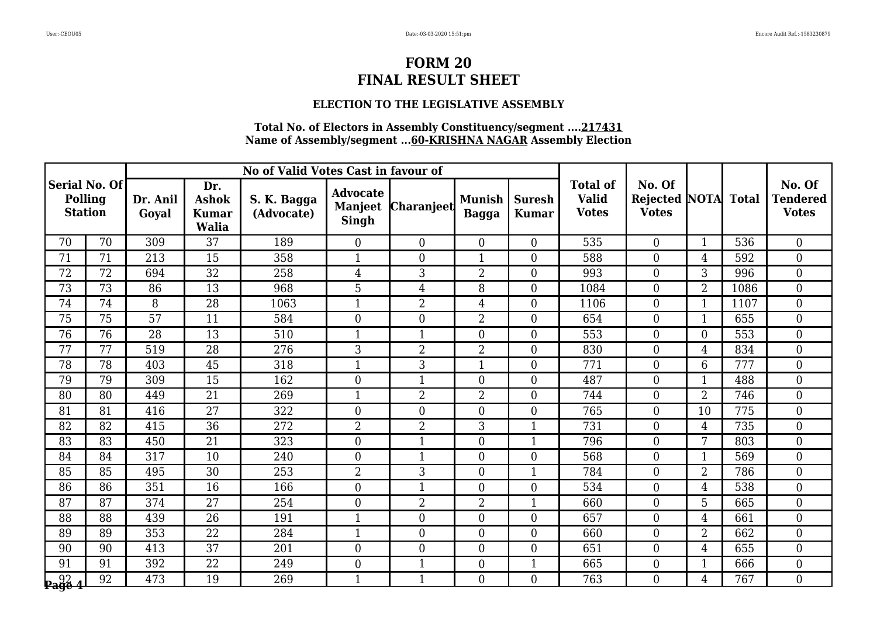# FORM 20
# FINAL RESULT SHEET

### ELECTION TO THE LEGISLATIVE ASSEMBLY

**Total No. of Electors in Assembly Constituency/segment ....217431**
**Name of Assembly/segment ...60-KRISHNA NAGAR Assembly Election**

| Serial No. Of Polling Station | | No of Valid Votes Cast in favour of | | | | | | | Total of Valid Votes | No. Of Rejected Votes | NOTA | Total | No. Of Tendered Votes |
|---|---|---|---|---|---|---|---|---|---|---|---|---|---|
| | | Dr. Anil Goyal | Dr. Ashok Kumar Walia | S. K. Bagga (Advocate) | Advocate Manjeet Singh | Charanjeet | Munish Bagga | Suresh Kumar | | | | | |
| 70 | 70 | 309 | 37 | 189 | 0 | 0 | 0 | 0 | 535 | 0 | 1 | 536 | 0 |
| 71 | 71 | 213 | 15 | 358 | 1 | 0 | 1 | 0 | 588 | 0 | 4 | 592 | 0 |
| 72 | 72 | 694 | 32 | 258 | 4 | 3 | 2 | 0 | 993 | 0 | 3 | 996 | 0 |
| 73 | 73 | 86 | 13 | 968 | 5 | 4 | 8 | 0 | 1084 | 0 | 2 | 1086 | 0 |
| 74 | 74 | 8 | 28 | 1063 | 1 | 2 | 4 | 0 | 1106 | 0 | 1 | 1107 | 0 |
| 75 | 75 | 57 | 11 | 584 | 0 | 0 | 2 | 0 | 654 | 0 | 1 | 655 | 0 |
| 76 | 76 | 28 | 13 | 510 | 1 | 1 | 0 | 0 | 553 | 0 | 0 | 553 | 0 |
| 77 | 77 | 519 | 28 | 276 | 3 | 2 | 2 | 0 | 830 | 0 | 4 | 834 | 0 |
| 78 | 78 | 403 | 45 | 318 | 1 | 3 | 1 | 0 | 771 | 0 | 6 | 777 | 0 |
| 79 | 79 | 309 | 15 | 162 | 0 | 1 | 0 | 0 | 487 | 0 | 1 | 488 | 0 |
| 80 | 80 | 449 | 21 | 269 | 1 | 2 | 2 | 0 | 744 | 0 | 2 | 746 | 0 |
| 81 | 81 | 416 | 27 | 322 | 0 | 0 | 0 | 0 | 765 | 0 | 10 | 775 | 0 |
| 82 | 82 | 415 | 36 | 272 | 2 | 2 | 3 | 1 | 731 | 0 | 4 | 735 | 0 |
| 83 | 83 | 450 | 21 | 323 | 0 | 1 | 0 | 1 | 796 | 0 | 7 | 803 | 0 |
| 84 | 84 | 317 | 10 | 240 | 0 | 1 | 0 | 0 | 568 | 0 | 1 | 569 | 0 |
| 85 | 85 | 495 | 30 | 253 | 2 | 3 | 0 | 1 | 784 | 0 | 2 | 786 | 0 |
| 86 | 86 | 351 | 16 | 166 | 0 | 1 | 0 | 0 | 534 | 0 | 4 | 538 | 0 |
| 87 | 87 | 374 | 27 | 254 | 0 | 2 | 2 | 1 | 660 | 0 | 5 | 665 | 0 |
| 88 | 88 | 439 | 26 | 191 | 1 | 0 | 0 | 0 | 657 | 0 | 4 | 661 | 0 |
| 89 | 89 | 353 | 22 | 284 | 1 | 0 | 0 | 0 | 660 | 0 | 2 | 662 | 0 |
| 90 | 90 | 413 | 37 | 201 | 0 | 0 | 0 | 0 | 651 | 0 | 4 | 655 | 0 |
| 91 | 91 | 392 | 22 | 249 | 0 | 1 | 0 | 1 | 665 | 0 | 1 | 666 | 0 |
| 92 | 92 | 473 | 19 | 269 | 1 | 1 | 0 | 0 | 763 | 0 | 4 | 767 | 0 |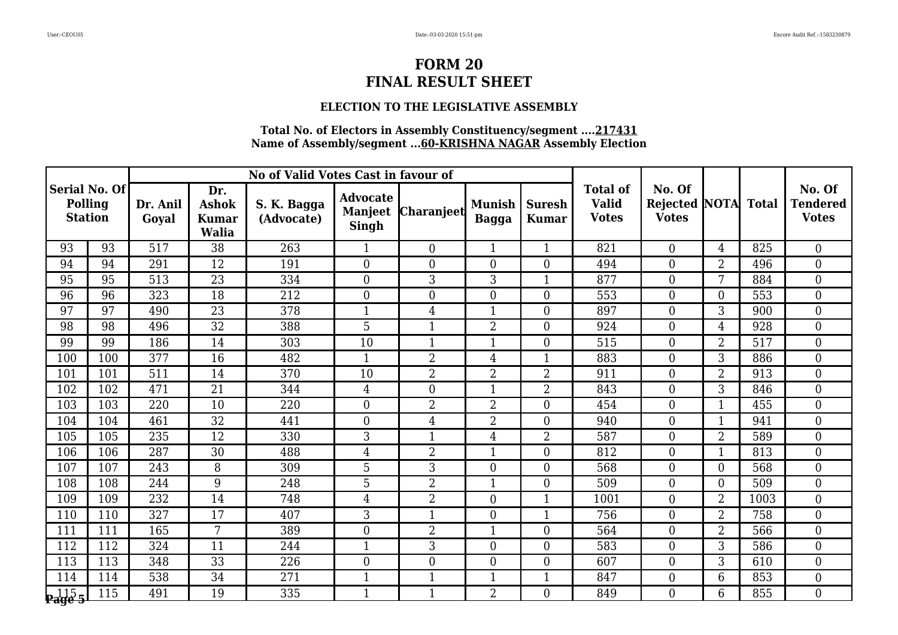# FORM 20
# FINAL RESULT SHEET

### ELECTION TO THE LEGISLATIVE ASSEMBLY

**Total No. of Electors in Assembly Constituency/segment ....217431**
**Name of Assembly/segment ...60-KRISHNA NAGAR Assembly Election**

| Serial No. Of Polling Station | | No of Valid Votes Cast in favour of | | | | | | | Total of Valid Votes | No. Of Rejected Votes | NOTA | Total | No. Of Tendered Votes |
|---|---|---|---|---|---|---|---|---|---|---|---|---|---|
| | | Dr. Anil Goyal | Dr. Ashok Kumar Walia | S. K. Bagga (Advocate) | Advocate Manjeet Singh | Charanjeet | Munish Bagga | Suresh Kumar | | | | | |
| 93 | 93 | 517 | 38 | 263 | 1 | 0 | 1 | 1 | 821 | 0 | 4 | 825 | 0 |
| 94 | 94 | 291 | 12 | 191 | 0 | 0 | 0 | 0 | 494 | 0 | 2 | 496 | 0 |
| 95 | 95 | 513 | 23 | 334 | 0 | 3 | 3 | 1 | 877 | 0 | 7 | 884 | 0 |
| 96 | 96 | 323 | 18 | 212 | 0 | 0 | 0 | 0 | 553 | 0 | 0 | 553 | 0 |
| 97 | 97 | 490 | 23 | 378 | 1 | 4 | 1 | 0 | 897 | 0 | 3 | 900 | 0 |
| 98 | 98 | 496 | 32 | 388 | 5 | 1 | 2 | 0 | 924 | 0 | 4 | 928 | 0 |
| 99 | 99 | 186 | 14 | 303 | 10 | 1 | 1 | 0 | 515 | 0 | 2 | 517 | 0 |
| 100 | 100 | 377 | 16 | 482 | 1 | 2 | 4 | 1 | 883 | 0 | 3 | 886 | 0 |
| 101 | 101 | 511 | 14 | 370 | 10 | 2 | 2 | 2 | 911 | 0 | 2 | 913 | 0 |
| 102 | 102 | 471 | 21 | 344 | 4 | 0 | 1 | 2 | 843 | 0 | 3 | 846 | 0 |
| 103 | 103 | 220 | 10 | 220 | 0 | 2 | 2 | 0 | 454 | 0 | 1 | 455 | 0 |
| 104 | 104 | 461 | 32 | 441 | 0 | 4 | 2 | 0 | 940 | 0 | 1 | 941 | 0 |
| 105 | 105 | 235 | 12 | 330 | 3 | 1 | 4 | 2 | 587 | 0 | 2 | 589 | 0 |
| 106 | 106 | 287 | 30 | 488 | 4 | 2 | 1 | 0 | 812 | 0 | 1 | 813 | 0 |
| 107 | 107 | 243 | 8 | 309 | 5 | 3 | 0 | 0 | 568 | 0 | 0 | 568 | 0 |
| 108 | 108 | 244 | 9 | 248 | 5 | 2 | 1 | 0 | 509 | 0 | 0 | 509 | 0 |
| 109 | 109 | 232 | 14 | 748 | 4 | 2 | 0 | 1 | 1001 | 0 | 2 | 1003 | 0 |
| 110 | 110 | 327 | 17 | 407 | 3 | 1 | 0 | 1 | 756 | 0 | 2 | 758 | 0 |
| 111 | 111 | 165 | 7 | 389 | 0 | 2 | 1 | 0 | 564 | 0 | 2 | 566 | 0 |
| 112 | 112 | 324 | 11 | 244 | 1 | 3 | 0 | 0 | 583 | 0 | 3 | 586 | 0 |
| 113 | 113 | 348 | 33 | 226 | 0 | 0 | 0 | 0 | 607 | 0 | 3 | 610 | 0 |
| 114 | 114 | 538 | 34 | 271 | 1 | 1 | 1 | 1 | 847 | 0 | 6 | 853 | 0 |
| 115 | 115 | 491 | 19 | 335 | 1 | 1 | 2 | 0 | 849 | 0 | 6 | 855 | 0 |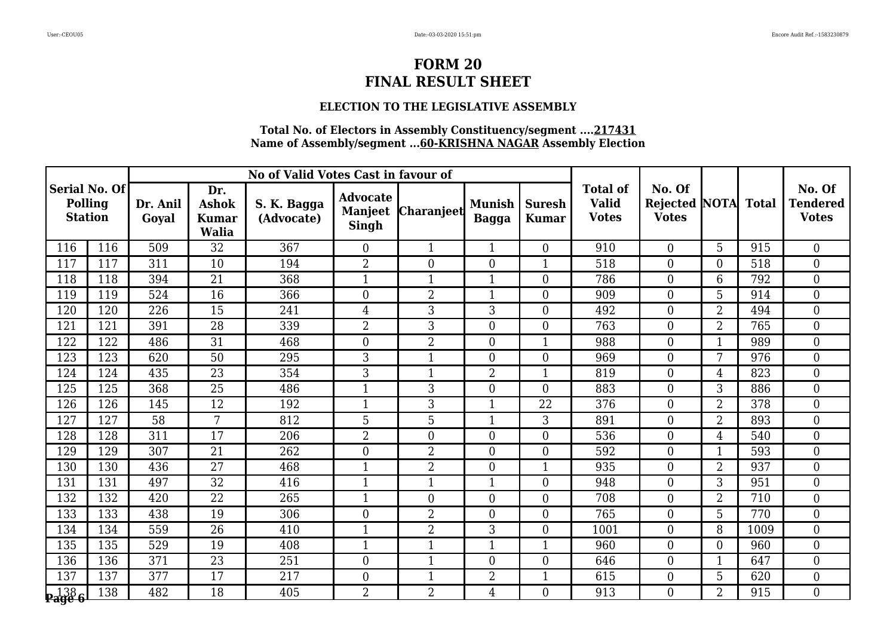# FORM 20
# FINAL RESULT SHEET

### ELECTION TO THE LEGISLATIVE ASSEMBLY

**Total No. of Electors in Assembly Constituency/segment ....217431**
**Name of Assembly/segment ...60-KRISHNA NAGAR Assembly Election**

| Serial No. Of Polling Station | | No of Valid Votes Cast in favour of | | | | | | | Total of Valid Votes | No. Of Rejected Votes | NOTA | Total | No. Of Tendered Votes |
|---|---|---|---|---|---|---|---|---|---|---|---|---|---|
| | | Dr. Anil Goyal | Dr. Ashok Kumar Walia | S. K. Bagga (Advocate) | Advocate Manjeet Singh | Charanjeet | Munish Bagga | Suresh Kumar | | | | | |
| 116 | 116 | 509 | 32 | 367 | 0 | 1 | 1 | 0 | 910 | 0 | 5 | 915 | 0 |
| 117 | 117 | 311 | 10 | 194 | 2 | 0 | 0 | 1 | 518 | 0 | 0 | 518 | 0 |
| 118 | 118 | 394 | 21 | 368 | 1 | 1 | 1 | 0 | 786 | 0 | 6 | 792 | 0 |
| 119 | 119 | 524 | 16 | 366 | 0 | 2 | 1 | 0 | 909 | 0 | 5 | 914 | 0 |
| 120 | 120 | 226 | 15 | 241 | 4 | 3 | 3 | 0 | 492 | 0 | 2 | 494 | 0 |
| 121 | 121 | 391 | 28 | 339 | 2 | 3 | 0 | 0 | 763 | 0 | 2 | 765 | 0 |
| 122 | 122 | 486 | 31 | 468 | 0 | 2 | 0 | 1 | 988 | 0 | 1 | 989 | 0 |
| 123 | 123 | 620 | 50 | 295 | 3 | 1 | 0 | 0 | 969 | 0 | 7 | 976 | 0 |
| 124 | 124 | 435 | 23 | 354 | 3 | 1 | 2 | 1 | 819 | 0 | 4 | 823 | 0 |
| 125 | 125 | 368 | 25 | 486 | 1 | 3 | 0 | 0 | 883 | 0 | 3 | 886 | 0 |
| 126 | 126 | 145 | 12 | 192 | 1 | 3 | 1 | 22 | 376 | 0 | 2 | 378 | 0 |
| 127 | 127 | 58 | 7 | 812 | 5 | 5 | 1 | 3 | 891 | 0 | 2 | 893 | 0 |
| 128 | 128 | 311 | 17 | 206 | 2 | 0 | 0 | 0 | 536 | 0 | 4 | 540 | 0 |
| 129 | 129 | 307 | 21 | 262 | 0 | 2 | 0 | 0 | 592 | 0 | 1 | 593 | 0 |
| 130 | 130 | 436 | 27 | 468 | 1 | 2 | 0 | 1 | 935 | 0 | 2 | 937 | 0 |
| 131 | 131 | 497 | 32 | 416 | 1 | 1 | 1 | 0 | 948 | 0 | 3 | 951 | 0 |
| 132 | 132 | 420 | 22 | 265 | 1 | 0 | 0 | 0 | 708 | 0 | 2 | 710 | 0 |
| 133 | 133 | 438 | 19 | 306 | 0 | 2 | 0 | 0 | 765 | 0 | 5 | 770 | 0 |
| 134 | 134 | 559 | 26 | 410 | 1 | 2 | 3 | 0 | 1001 | 0 | 8 | 1009 | 0 |
| 135 | 135 | 529 | 19 | 408 | 1 | 1 | 1 | 1 | 960 | 0 | 0 | 960 | 0 |
| 136 | 136 | 371 | 23 | 251 | 0 | 1 | 0 | 0 | 646 | 0 | 1 | 647 | 0 |
| 137 | 137 | 377 | 17 | 217 | 0 | 1 | 2 | 1 | 615 | 0 | 5 | 620 | 0 |
| 138 | 138 | 482 | 18 | 405 | 2 | 2 | 4 | 0 | 913 | 0 | 2 | 915 | 0 |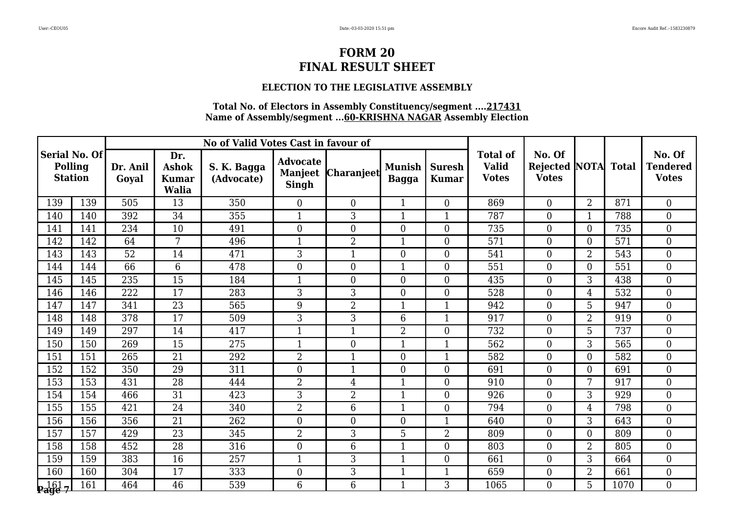# FORM 20
# FINAL RESULT SHEET

### ELECTION TO THE LEGISLATIVE ASSEMBLY

**Total No. of Electors in Assembly Constituency/segment ....217431**
**Name of Assembly/segment ...60-KRISHNA NAGAR Assembly Election**

| Serial No. Of Polling Station | | No of Valid Votes Cast in favour of | | | | | | | Total of Valid Votes | No. Of Rejected Votes | NOTA | Total | No. Of Tendered Votes |
|---|---|---|---|---|---|---|---|---|---|---|---|---|---|
| | | Dr. Anil Goyal | Dr. Ashok Kumar Walia | S. K. Bagga (Advocate) | Advocate Manjeet Singh | Charanjeet | Munish Bagga | Suresh Kumar | | | | | |
| 139 | 139 | 505 | 13 | 350 | 0 | 0 | 1 | 0 | 869 | 0 | 2 | 871 | 0 |
| 140 | 140 | 392 | 34 | 355 | 1 | 3 | 1 | 1 | 787 | 0 | 1 | 788 | 0 |
| 141 | 141 | 234 | 10 | 491 | 0 | 0 | 0 | 0 | 735 | 0 | 0 | 735 | 0 |
| 142 | 142 | 64 | 7 | 496 | 1 | 2 | 1 | 0 | 571 | 0 | 0 | 571 | 0 |
| 143 | 143 | 52 | 14 | 471 | 3 | 1 | 0 | 0 | 541 | 0 | 2 | 543 | 0 |
| 144 | 144 | 66 | 6 | 478 | 0 | 0 | 1 | 0 | 551 | 0 | 0 | 551 | 0 |
| 145 | 145 | 235 | 15 | 184 | 1 | 0 | 0 | 0 | 435 | 0 | 3 | 438 | 0 |
| 146 | 146 | 222 | 17 | 283 | 3 | 3 | 0 | 0 | 528 | 0 | 4 | 532 | 0 |
| 147 | 147 | 341 | 23 | 565 | 9 | 2 | 1 | 1 | 942 | 0 | 5 | 947 | 0 |
| 148 | 148 | 378 | 17 | 509 | 3 | 3 | 6 | 1 | 917 | 0 | 2 | 919 | 0 |
| 149 | 149 | 297 | 14 | 417 | 1 | 1 | 2 | 0 | 732 | 0 | 5 | 737 | 0 |
| 150 | 150 | 269 | 15 | 275 | 1 | 0 | 1 | 1 | 562 | 0 | 3 | 565 | 0 |
| 151 | 151 | 265 | 21 | 292 | 2 | 1 | 0 | 1 | 582 | 0 | 0 | 582 | 0 |
| 152 | 152 | 350 | 29 | 311 | 0 | 1 | 0 | 0 | 691 | 0 | 0 | 691 | 0 |
| 153 | 153 | 431 | 28 | 444 | 2 | 4 | 1 | 0 | 910 | 0 | 7 | 917 | 0 |
| 154 | 154 | 466 | 31 | 423 | 3 | 2 | 1 | 0 | 926 | 0 | 3 | 929 | 0 |
| 155 | 155 | 421 | 24 | 340 | 2 | 6 | 1 | 0 | 794 | 0 | 4 | 798 | 0 |
| 156 | 156 | 356 | 21 | 262 | 0 | 0 | 0 | 1 | 640 | 0 | 3 | 643 | 0 |
| 157 | 157 | 429 | 23 | 345 | 2 | 3 | 5 | 2 | 809 | 0 | 0 | 809 | 0 |
| 158 | 158 | 452 | 28 | 316 | 0 | 6 | 1 | 0 | 803 | 0 | 2 | 805 | 0 |
| 159 | 159 | 383 | 16 | 257 | 1 | 3 | 1 | 0 | 661 | 0 | 3 | 664 | 0 |
| 160 | 160 | 304 | 17 | 333 | 0 | 3 | 1 | 1 | 659 | 0 | 2 | 661 | 0 |
| 161 | 161 | 464 | 46 | 539 | 6 | 6 | 1 | 3 | 1065 | 0 | 5 | 1070 | 0 |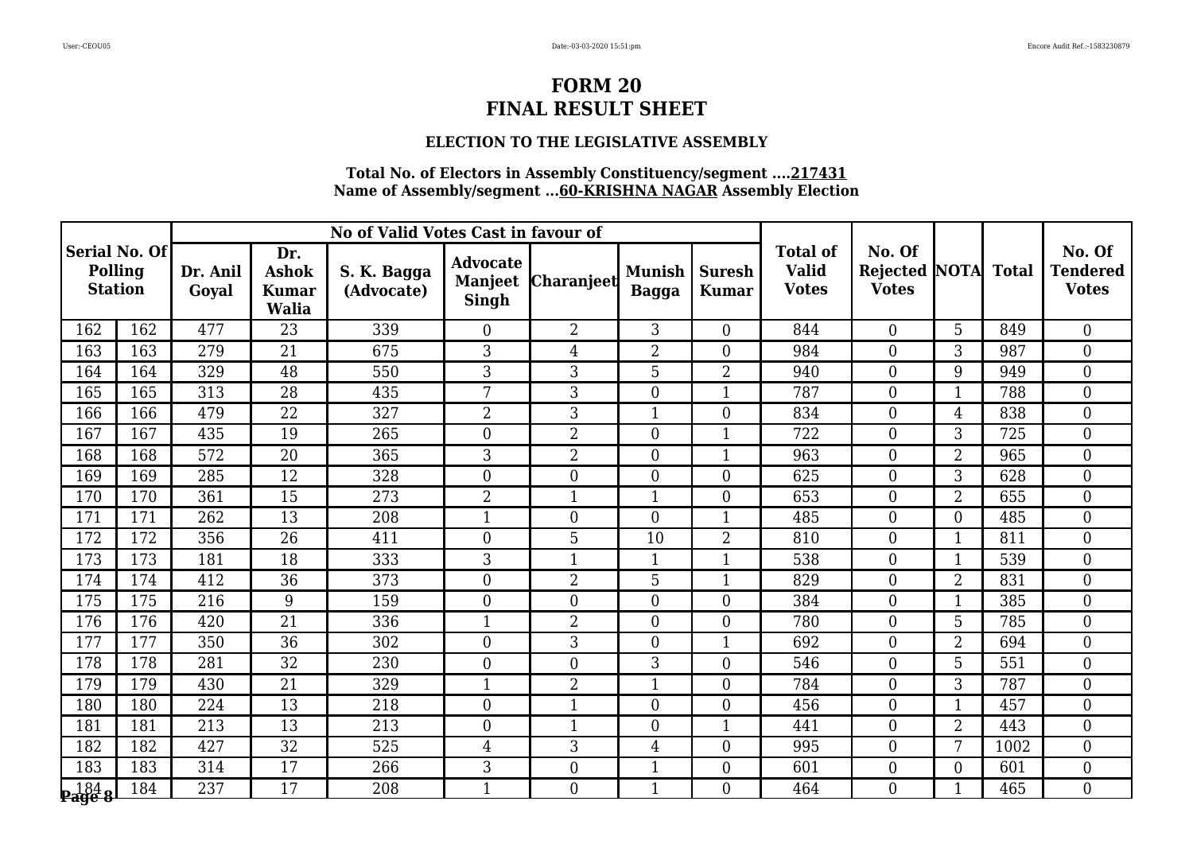# FORM 20
# FINAL RESULT SHEET

### ELECTION TO THE LEGISLATIVE ASSEMBLY

**Total No. of Electors in Assembly Constituency/segment ....217431**
**Name of Assembly/segment ...60-KRISHNA NAGAR Assembly Election**

| Serial No. Of Polling Station | | No of Valid Votes Cast in favour of | | | | | | | Total of Valid Votes | No. Of Rejected Votes | NOTA | Total | No. Of Tendered Votes |
|---|---|---|---|---|---|---|---|---|---|---|---|---|---|
| | | Dr. Anil Goyal | Dr. Ashok Kumar Walia | S. K. Bagga (Advocate) | Advocate Manjeet Singh | Charanjeet | Munish Bagga | Suresh Kumar | | | | | |
| 162 | 162 | 477 | 23 | 339 | 0 | 2 | 3 | 0 | 844 | 0 | 5 | 849 | 0 |
| 163 | 163 | 279 | 21 | 675 | 3 | 4 | 2 | 0 | 984 | 0 | 3 | 987 | 0 |
| 164 | 164 | 329 | 48 | 550 | 3 | 3 | 5 | 2 | 940 | 0 | 9 | 949 | 0 |
| 165 | 165 | 313 | 28 | 435 | 7 | 3 | 0 | 1 | 787 | 0 | 1 | 788 | 0 |
| 166 | 166 | 479 | 22 | 327 | 2 | 3 | 1 | 0 | 834 | 0 | 4 | 838 | 0 |
| 167 | 167 | 435 | 19 | 265 | 0 | 2 | 0 | 1 | 722 | 0 | 3 | 725 | 0 |
| 168 | 168 | 572 | 20 | 365 | 3 | 2 | 0 | 1 | 963 | 0 | 2 | 965 | 0 |
| 169 | 169 | 285 | 12 | 328 | 0 | 0 | 0 | 0 | 625 | 0 | 3 | 628 | 0 |
| 170 | 170 | 361 | 15 | 273 | 2 | 1 | 1 | 0 | 653 | 0 | 2 | 655 | 0 |
| 171 | 171 | 262 | 13 | 208 | 1 | 0 | 0 | 1 | 485 | 0 | 0 | 485 | 0 |
| 172 | 172 | 356 | 26 | 411 | 0 | 5 | 10 | 2 | 810 | 0 | 1 | 811 | 0 |
| 173 | 173 | 181 | 18 | 333 | 3 | 1 | 1 | 1 | 538 | 0 | 1 | 539 | 0 |
| 174 | 174 | 412 | 36 | 373 | 0 | 2 | 5 | 1 | 829 | 0 | 2 | 831 | 0 |
| 175 | 175 | 216 | 9 | 159 | 0 | 0 | 0 | 0 | 384 | 0 | 1 | 385 | 0 |
| 176 | 176 | 420 | 21 | 336 | 1 | 2 | 0 | 0 | 780 | 0 | 5 | 785 | 0 |
| 177 | 177 | 350 | 36 | 302 | 0 | 3 | 0 | 1 | 692 | 0 | 2 | 694 | 0 |
| 178 | 178 | 281 | 32 | 230 | 0 | 0 | 3 | 0 | 546 | 0 | 5 | 551 | 0 |
| 179 | 179 | 430 | 21 | 329 | 1 | 2 | 1 | 0 | 784 | 0 | 3 | 787 | 0 |
| 180 | 180 | 224 | 13 | 218 | 0 | 1 | 0 | 0 | 456 | 0 | 1 | 457 | 0 |
| 181 | 181 | 213 | 13 | 213 | 0 | 1 | 0 | 1 | 441 | 0 | 2 | 443 | 0 |
| 182 | 182 | 427 | 32 | 525 | 4 | 3 | 4 | 0 | 995 | 0 | 7 | 1002 | 0 |
| 183 | 183 | 314 | 17 | 266 | 3 | 0 | 1 | 0 | 601 | 0 | 0 | 601 | 0 |
| 184 | 184 | 237 | 17 | 208 | 1 | 0 | 1 | 0 | 464 | 0 | 1 | 465 | 0 |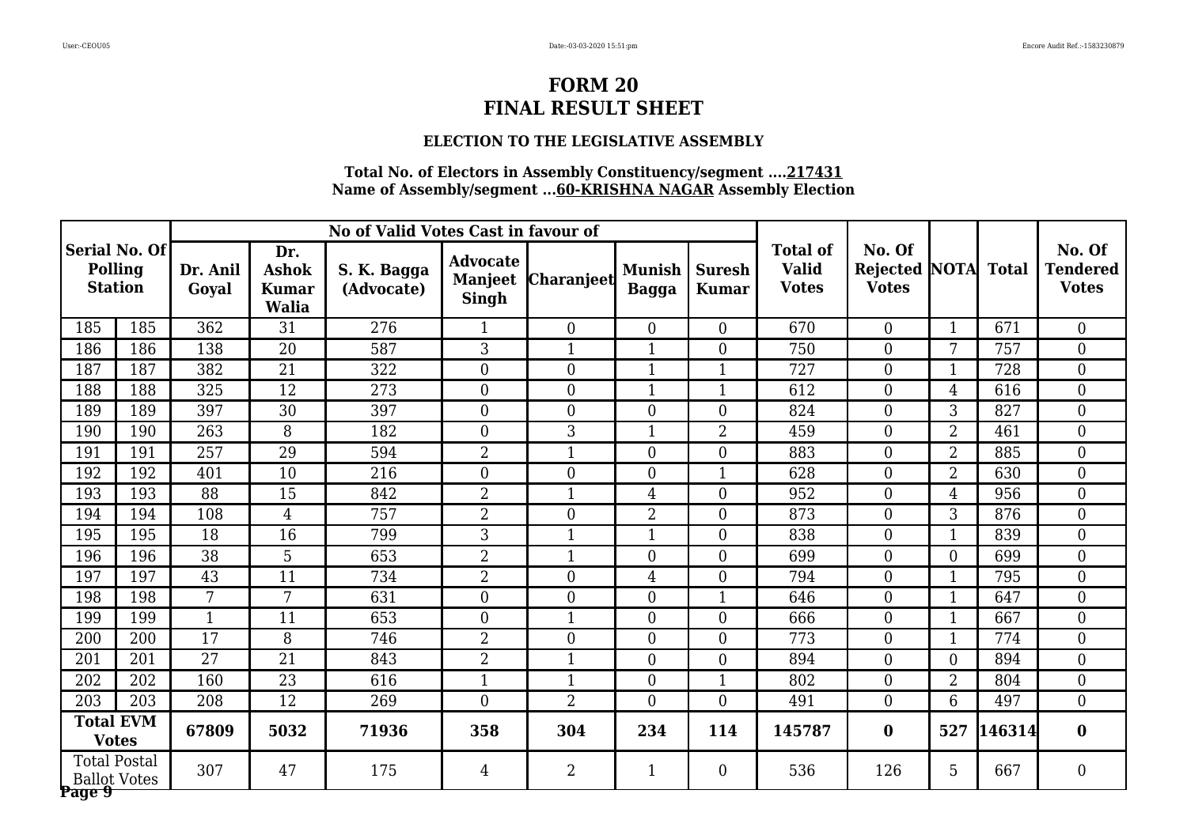# FORM 20
# FINAL RESULT SHEET

### ELECTION TO THE LEGISLATIVE ASSEMBLY

**Total No. of Electors in Assembly Constituency/segment ....217431**
**Name of Assembly/segment ...60-KRISHNA NAGAR Assembly Election**

| Serial No. Of Polling Station | | No of Valid Votes Cast in favour of | | | | | | | Total of Valid Votes | No. Of Rejected Votes | NOTA | Total | No. Of Tendered Votes |
|---|---|---|---|---|---|---|---|---|---|---|---|---|---|
| | | Dr. Anil Goyal | Dr. Ashok Kumar Walia | S. K. Bagga (Advocate) | Advocate Manjeet Singh | Charanjeet | Munish Bagga | Suresh Kumar | | | | | |
| 185 | 185 | 362 | 31 | 276 | 1 | 0 | 0 | 0 | 670 | 0 | 1 | 671 | 0 |
| 186 | 186 | 138 | 20 | 587 | 3 | 1 | 1 | 0 | 750 | 0 | 7 | 757 | 0 |
| 187 | 187 | 382 | 21 | 322 | 0 | 0 | 1 | 1 | 727 | 0 | 1 | 728 | 0 |
| 188 | 188 | 325 | 12 | 273 | 0 | 0 | 1 | 1 | 612 | 0 | 4 | 616 | 0 |
| 189 | 189 | 397 | 30 | 397 | 0 | 0 | 0 | 0 | 824 | 0 | 3 | 827 | 0 |
| 190 | 190 | 263 | 8 | 182 | 0 | 3 | 1 | 2 | 459 | 0 | 2 | 461 | 0 |
| 191 | 191 | 257 | 29 | 594 | 2 | 1 | 0 | 0 | 883 | 0 | 2 | 885 | 0 |
| 192 | 192 | 401 | 10 | 216 | 0 | 0 | 0 | 1 | 628 | 0 | 2 | 630 | 0 |
| 193 | 193 | 88 | 15 | 842 | 2 | 1 | 4 | 0 | 952 | 0 | 4 | 956 | 0 |
| 194 | 194 | 108 | 4 | 757 | 2 | 0 | 2 | 0 | 873 | 0 | 3 | 876 | 0 |
| 195 | 195 | 18 | 16 | 799 | 3 | 1 | 1 | 0 | 838 | 0 | 1 | 839 | 0 |
| 196 | 196 | 38 | 5 | 653 | 2 | 1 | 0 | 0 | 699 | 0 | 0 | 699 | 0 |
| 197 | 197 | 43 | 11 | 734 | 2 | 0 | 4 | 0 | 794 | 0 | 1 | 795 | 0 |
| 198 | 198 | 7 | 7 | 631 | 0 | 0 | 0 | 1 | 646 | 0 | 1 | 647 | 0 |
| 199 | 199 | 1 | 11 | 653 | 0 | 1 | 0 | 0 | 666 | 0 | 1 | 667 | 0 |
| 200 | 200 | 17 | 8 | 746 | 2 | 0 | 0 | 0 | 773 | 0 | 1 | 774 | 0 |
| 201 | 201 | 27 | 21 | 843 | 2 | 1 | 0 | 0 | 894 | 0 | 0 | 894 | 0 |
| 202 | 202 | 160 | 23 | 616 | 1 | 1 | 0 | 1 | 802 | 0 | 2 | 804 | 0 |
| 203 | 203 | 208 | 12 | 269 | 0 | 2 | 0 | 0 | 491 | 0 | 6 | 497 | 0 |
| **Total EVM Votes** | | **67809** | **5032** | **71936** | **358** | **304** | **234** | **114** | **145787** | **0** | **527** | **146314** | **0** |
| Total Postal Ballot Votes | | 307 | 47 | 175 | 4 | 2 | 1 | 0 | 536 | 126 | 5 | 667 | 0 |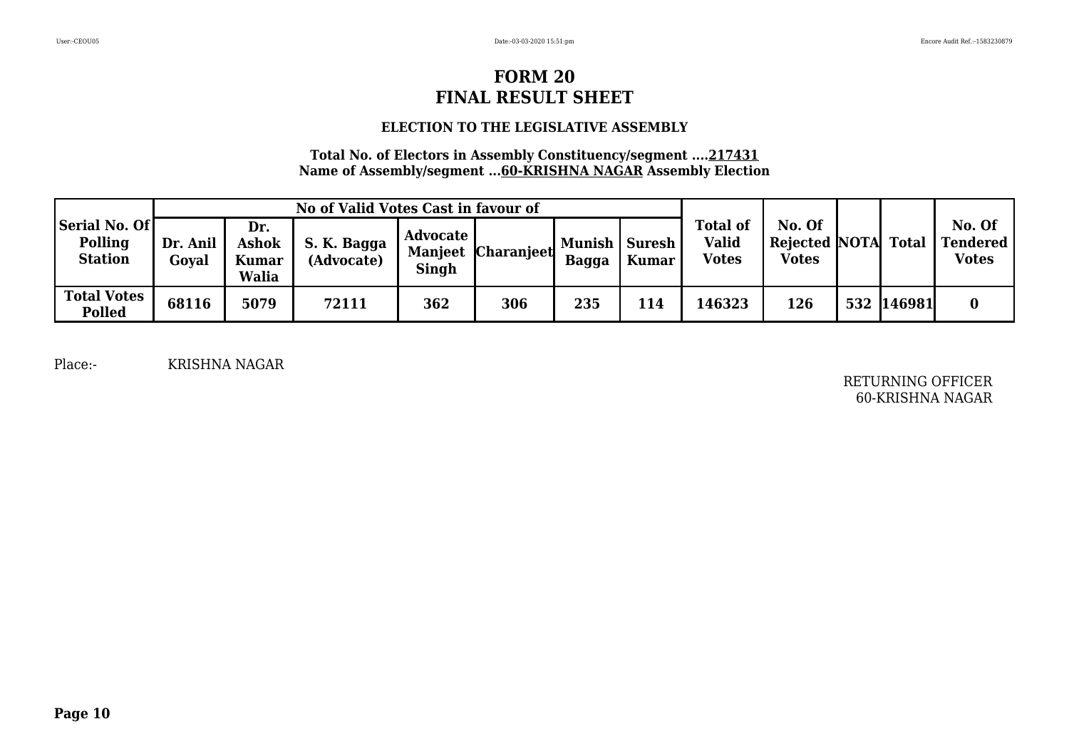# FORM 20
# FINAL RESULT SHEET

### ELECTION TO THE LEGISLATIVE ASSEMBLY

**Total No. of Electors in Assembly Constituency/segment ....217431**
**Name of Assembly/segment ...60-KRISHNA NAGAR Assembly Election**

| Serial No. Of Polling Station | No of Valid Votes Cast in favour of | | | | | | | Total of Valid Votes | No. Of Rejected Votes | NOTA | Total | No. Of Tendered Votes |
|---|---|---|---|---|---|---|---|---|---|---|---|---|
| | Dr. Anil Goyal | Dr. Ashok Kumar Walia | S. K. Bagga (Advocate) | Advocate Manjeet Singh | Charanjeet | Munish Bagga | Suresh Kumar | | | | | |
| **Total Votes Polled** | **68116** | **5079** | **72111** | **362** | **306** | **235** | **114** | **146323** | **126** | **532** | **146981** | **0** |

Place:- KRISHNA NAGAR

RETURNING OFFICER
60-KRISHNA NAGAR